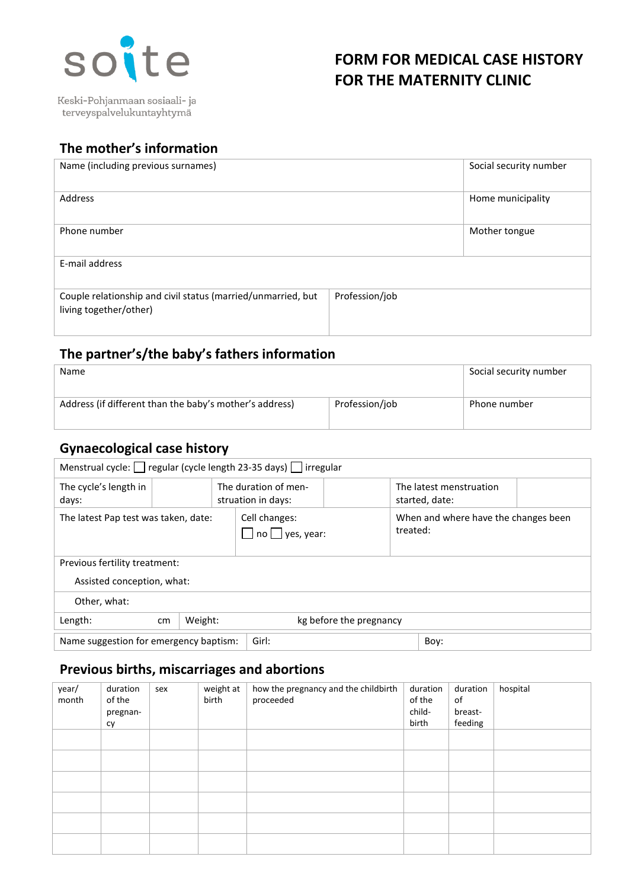soite

Keski-Pohjanmaan sosiaali- ja terveyspalvelukuntayhtymä

# FORM FOR MEDICAL CASE HISTORY FOR THE MATERNITY CLINIC

## The mother's information

| Name (including previous surnames) | | Social security number |
|---|---|---|
| Address | | Home municipality |
| Phone number | | Mother tongue |
| E-mail address | | |
| Couple relationship and civil status (married/unmarried, but living together/other) | Profession/job | |

## The partner's/the baby's fathers information

| Name | | Social security number |
|---|---|---|
| Address (if different than the baby's mother's address) | Profession/job | Phone number |

## Gynaecological case history

Menstrual cycle: ☐ regular (cycle length 23-35 days) ☐ irregular

| The cycle's length in days: | | The duration of menstruation in days: | | The latest menstruation started, date: | |
|---|---|---|---|---|---|

| The latest Pap test was taken, date: | Cell changes: ☐ no ☐ yes, year: | When and where have the changes been treated: |
|---|---|---|

Previous fertility treatment:

Assisted conception, what:

Other, what:

Length: cm Weight: kg before the pregnancy

| Name suggestion for emergency baptism: | Girl: | Boy: |
|---|---|---|

## Previous births, miscarriages and abortions

| year/ month | duration of the pregnancy | sex | weight at birth | how the pregnancy and the childbirth proceeded | duration of the childbirth | duration of breast-feeding | hospital |
|---|---|---|---|---|---|---|---|
| | | | | | | | |
| | | | | | | | |
| | | | | | | | |
| | | | | | | | |
| | | | | | | | |
| | | | | | | | |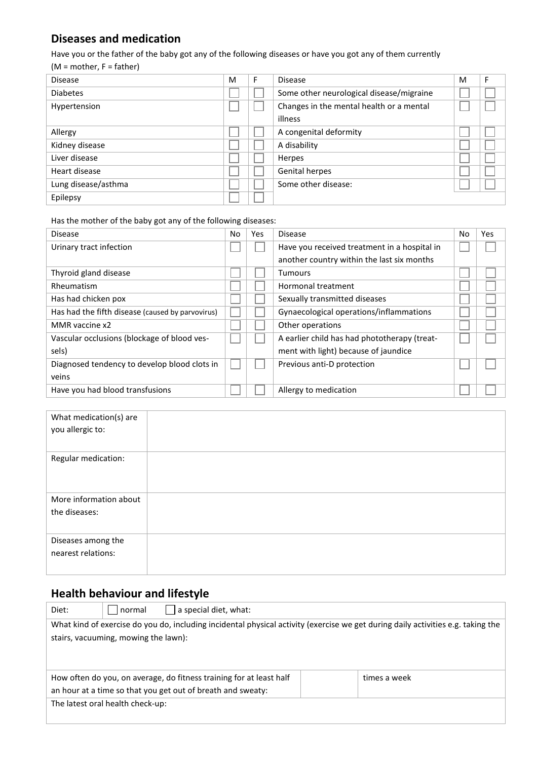## Diseases and medication

Have you or the father of the baby got any of the following diseases or have you got any of them currently
(M = mother, F = father)

| Disease | M | F | Disease | M | F |
|---|---|---|---|---|---|
| Diabetes | ☐ | ☐ | Some other neurological disease/migraine | ☐ | ☐ |
| Hypertension | ☐ | ☐ | Changes in the mental health or a mental illness | ☐ | ☐ |
| Allergy | ☐ | ☐ | A congenital deformity | ☐ | ☐ |
| Kidney disease | ☐ | ☐ | A disability | ☐ | ☐ |
| Liver disease | ☐ | ☐ | Herpes | ☐ | ☐ |
| Heart disease | ☐ | ☐ | Genital herpes | ☐ | ☐ |
| Lung disease/asthma | ☐ | ☐ | Some other disease: | ☐ | ☐ |
| Epilepsy | ☐ | ☐ | | | |

Has the mother of the baby got any of the following diseases:

| Disease | No | Yes | Disease | No | Yes |
|---|---|---|---|---|---|
| Urinary tract infection | ☐ | ☐ | Have you received treatment in a hospital in another country within the last six months | ☐ | ☐ |
| Thyroid gland disease | ☐ | ☐ | Tumours | ☐ | ☐ |
| Rheumatism | ☐ | ☐ | Hormonal treatment | ☐ | ☐ |
| Has had chicken pox | ☐ | ☐ | Sexually transmitted diseases | ☐ | ☐ |
| Has had the fifth disease (caused by parvovirus) | ☐ | ☐ | Gynaecological operations/inflammations | ☐ | ☐ |
| MMR vaccine x2 | ☐ | ☐ | Other operations | ☐ | ☐ |
| Vascular occlusions (blockage of blood vessels) | ☐ | ☐ | A earlier child has had phototherapy (treatment with light) because of jaundice | ☐ | ☐ |
| Diagnosed tendency to develop blood clots in veins | ☐ | ☐ | Previous anti-D protection | ☐ | ☐ |
| Have you had blood transfusions | ☐ | ☐ | Allergy to medication | ☐ | ☐ |

| | |
|---|---|
| What medication(s) are you allergic to: | |
| Regular medication: | |
| More information about the diseases: | |
| Diseases among the nearest relations: | |

## Health behaviour and lifestyle

| | | |
|---|---|---|
| Diet: ☐ normal ☐ a special diet, what: | | |
| What kind of exercise do you do, including incidental physical activity (exercise we get during daily activities e.g. taking the stairs, vacuuming, mowing the lawn): | | |
| How often do you, on average, do fitness training for at least half an hour at a time so that you get out of breath and sweaty: | | times a week |
| The latest oral health check-up: | | |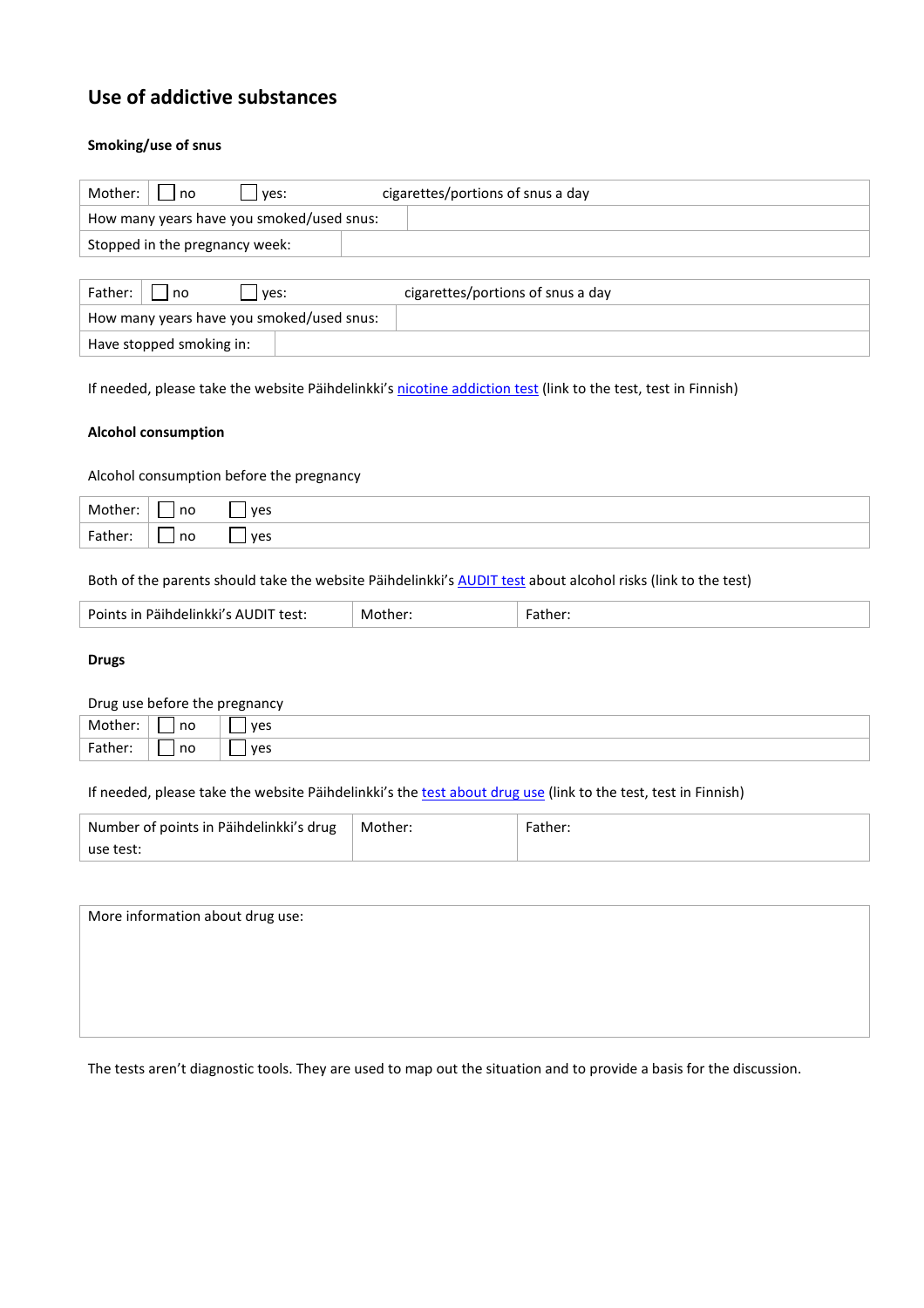## Use of addictive substances

### Smoking/use of snus

| | | | |
|---|---|---|---|
| Mother: | ☐ no | ☐ yes: | cigarettes/portions of snus a day |
| How many years have you smoked/used snus: | | | |
| Stopped in the pregnancy week: | | | |

| | | | |
|---|---|---|---|
| Father: | ☐ no | ☐ yes: | cigarettes/portions of snus a day |
| How many years have you smoked/used snus: | | | |
| Have stopped smoking in: | | | |

If needed, please take the website Päihdelinkki's nicotine addiction test (link to the test, test in Finnish)

### Alcohol consumption

Alcohol consumption before the pregnancy

| | | |
|---|---|---|
| Mother: | ☐ no | ☐ yes |
| Father: | ☐ no | ☐ yes |

Both of the parents should take the website Päihdelinkki's AUDIT test about alcohol risks (link to the test)

| | | |
|---|---|---|
| Points in Päihdelinkki's AUDIT test: | Mother: | Father: |

### Drugs

Drug use before the pregnancy

| | | |
|---|---|---|
| Mother: | ☐ no | ☐ yes |
| Father: | ☐ no | ☐ yes |

If needed, please take the website Päihdelinkki's the test about drug use (link to the test, test in Finnish)

| | | |
|---|---|---|
| Number of points in Päihdelinkki's drug use test: | Mother: | Father: |

| |
|---|
| More information about drug use: |

The tests aren't diagnostic tools. They are used to map out the situation and to provide a basis for the discussion.